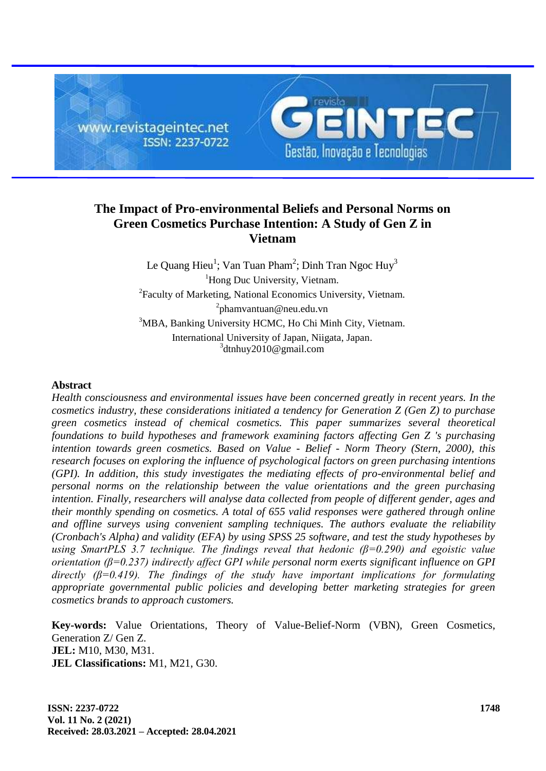# The Impact of Pro-environmental Beliefs and Personal Norms on Green Cosmetics Purchase Intention: A Study of Gen Z in Vietnam

Le Quang Hieu[1]; Van Tuan Pham[2]; Dinh Tran Ngoc Huy[3]

[1]Hong Duc University, Vietnam.

[2]Faculty of Marketing, National Economics University, Vietnam.

[2]phamvantuan@neu.edu.vn

[3]MBA, Banking University HCMC, Ho Chi Minh City, Vietnam.

International University of Japan, Niigata, Japan.

[3]dtnhuy2010@gmail.com

## Abstract

*Health consciousness and environmental issues have been concerned greatly in recent years. In the cosmetics industry, these considerations initiated a tendency for Generation Z (Gen Z) to purchase green cosmetics instead of chemical cosmetics. This paper summarizes several theoretical foundations to build hypotheses and framework examining factors affecting Gen Z 's purchasing intention towards green cosmetics. Based on Value - Belief - Norm Theory (Stern, 2000), this research focuses on exploring the influence of psychological factors on green purchasing intentions (GPI). In addition, this study investigates the mediating effects of pro-environmental belief and personal norms on the relationship between the value orientations and the green purchasing intention. Finally, researchers will analyse data collected from people of different gender, ages and their monthly spending on cosmetics. A total of 655 valid responses were gathered through online and offline surveys using convenient sampling techniques. The authors evaluate the reliability (Cronbach's Alpha) and validity (EFA) by using SPSS 25 software, and test the study hypotheses by using SmartPLS 3.7 technique. The findings reveal that hedonic ($\beta$=0.290) and egoistic value orientation ($\beta$=0.237) indirectly affect GPI while personal norm exerts significant influence on GPI directly ($\beta$=0.419). The findings of the study have important implications for formulating appropriate governmental public policies and developing better marketing strategies for green cosmetics brands to approach customers.*

**Key-words:** Value Orientations, Theory of Value-Belief-Norm (VBN), Green Cosmetics, Generation Z/ Gen Z.

**JEL:** M10, M30, M31.

**JEL Classifications:** M1, M21, G30.

**Received: 28.03.2021 – Accepted: 28.04.2021**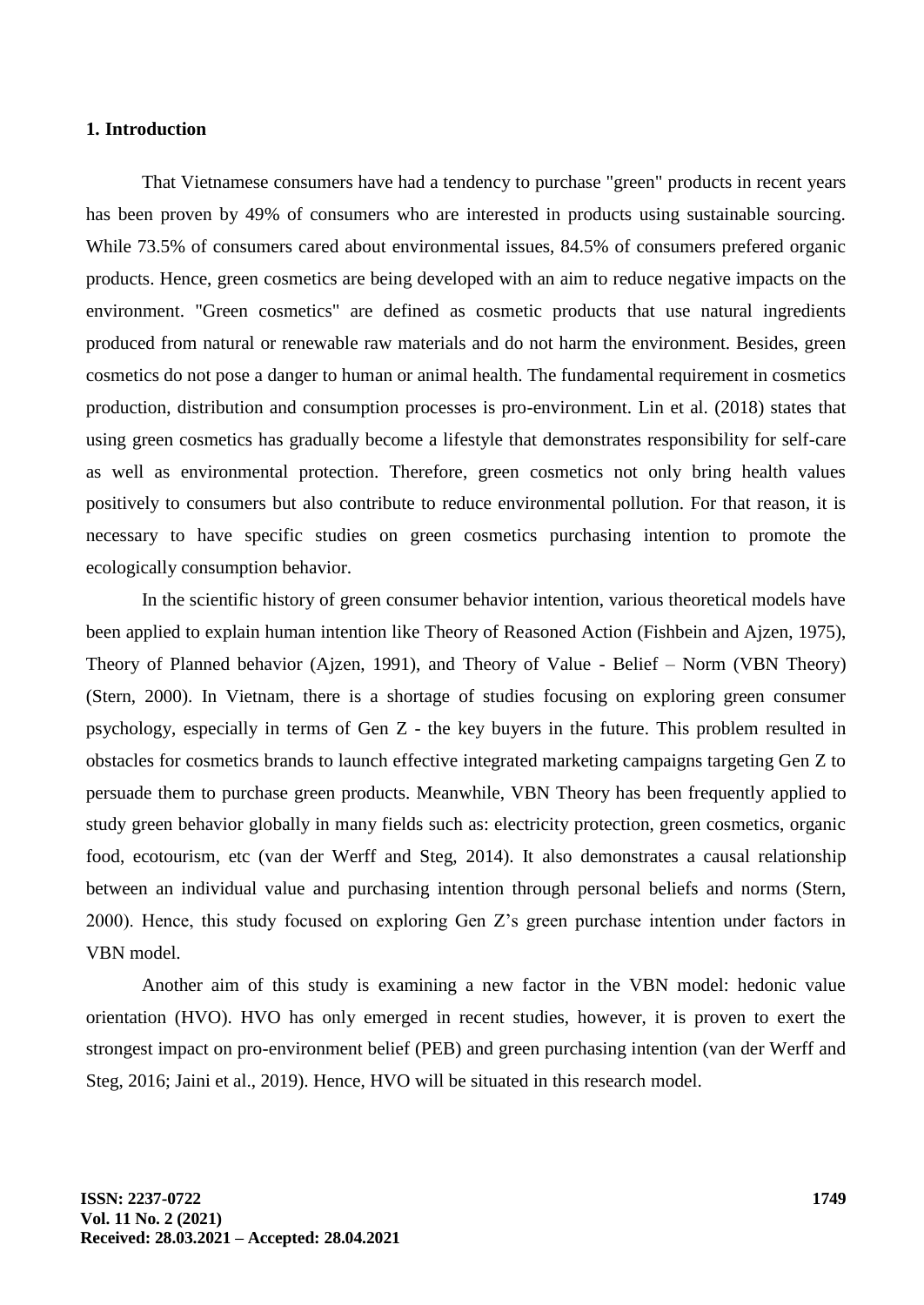## 1. Introduction

That Vietnamese consumers have had a tendency to purchase "green" products in recent years has been proven by 49% of consumers who are interested in products using sustainable sourcing. While 73.5% of consumers cared about environmental issues, 84.5% of consumers prefered organic products. Hence, green cosmetics are being developed with an aim to reduce negative impacts on the environment. "Green cosmetics" are defined as cosmetic products that use natural ingredients produced from natural or renewable raw materials and do not harm the environment. Besides, green cosmetics do not pose a danger to human or animal health. The fundamental requirement in cosmetics production, distribution and consumption processes is pro-environment. Lin et al. (2018) states that using green cosmetics has gradually become a lifestyle that demonstrates responsibility for self-care as well as environmental protection. Therefore, green cosmetics not only bring health values positively to consumers but also contribute to reduce environmental pollution. For that reason, it is necessary to have specific studies on green cosmetics purchasing intention to promote the ecologically consumption behavior.

In the scientific history of green consumer behavior intention, various theoretical models have been applied to explain human intention like Theory of Reasoned Action (Fishbein and Ajzen, 1975), Theory of Planned behavior (Ajzen, 1991), and Theory of Value - Belief – Norm (VBN Theory) (Stern, 2000). In Vietnam, there is a shortage of studies focusing on exploring green consumer psychology, especially in terms of Gen Z - the key buyers in the future. This problem resulted in obstacles for cosmetics brands to launch effective integrated marketing campaigns targeting Gen Z to persuade them to purchase green products. Meanwhile, VBN Theory has been frequently applied to study green behavior globally in many fields such as: electricity protection, green cosmetics, organic food, ecotourism, etc (van der Werff and Steg, 2014). It also demonstrates a causal relationship between an individual value and purchasing intention through personal beliefs and norms (Stern, 2000). Hence, this study focused on exploring Gen Z's green purchase intention under factors in VBN model.

Another aim of this study is examining a new factor in the VBN model: hedonic value orientation (HVO). HVO has only emerged in recent studies, however, it is proven to exert the strongest impact on pro-environment belief (PEB) and green purchasing intention (van der Werff and Steg, 2016; Jaini et al., 2019). Hence, HVO will be situated in this research model.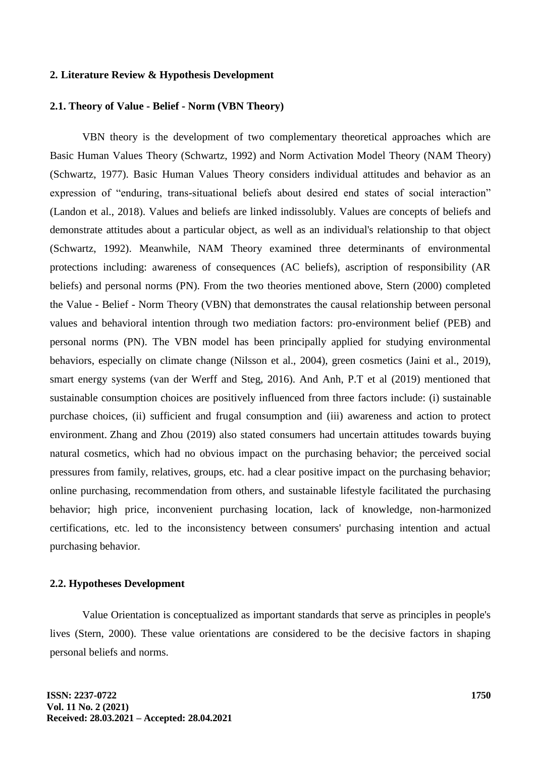## 2. Literature Review & Hypothesis Development

### 2.1. Theory of Value - Belief - Norm (VBN Theory)

VBN theory is the development of two complementary theoretical approaches which are Basic Human Values Theory (Schwartz, 1992) and Norm Activation Model Theory (NAM Theory) (Schwartz, 1977). Basic Human Values Theory considers individual attitudes and behavior as an expression of "enduring, trans-situational beliefs about desired end states of social interaction" (Landon et al., 2018). Values and beliefs are linked indissolubly. Values are concepts of beliefs and demonstrate attitudes about a particular object, as well as an individual's relationship to that object (Schwartz, 1992). Meanwhile, NAM Theory examined three determinants of environmental protections including: awareness of consequences (AC beliefs), ascription of responsibility (AR beliefs) and personal norms (PN). From the two theories mentioned above, Stern (2000) completed the Value - Belief - Norm Theory (VBN) that demonstrates the causal relationship between personal values and behavioral intention through two mediation factors: pro-environment belief (PEB) and personal norms (PN). The VBN model has been principally applied for studying environmental behaviors, especially on climate change (Nilsson et al., 2004), green cosmetics (Jaini et al., 2019), smart energy systems (van der Werff and Steg, 2016). And Anh, P.T et al (2019) mentioned that sustainable consumption choices are positively influenced from three factors include: (i) sustainable purchase choices, (ii) sufficient and frugal consumption and (iii) awareness and action to protect environment. Zhang and Zhou (2019) also stated consumers had uncertain attitudes towards buying natural cosmetics, which had no obvious impact on the purchasing behavior; the perceived social pressures from family, relatives, groups, etc. had a clear positive impact on the purchasing behavior; online purchasing, recommendation from others, and sustainable lifestyle facilitated the purchasing behavior; high price, inconvenient purchasing location, lack of knowledge, non-harmonized certifications, etc. led to the inconsistency between consumers' purchasing intention and actual purchasing behavior.

### 2.2. Hypotheses Development

Value Orientation is conceptualized as important standards that serve as principles in people's lives (Stern, 2000). These value orientations are considered to be the decisive factors in shaping personal beliefs and norms.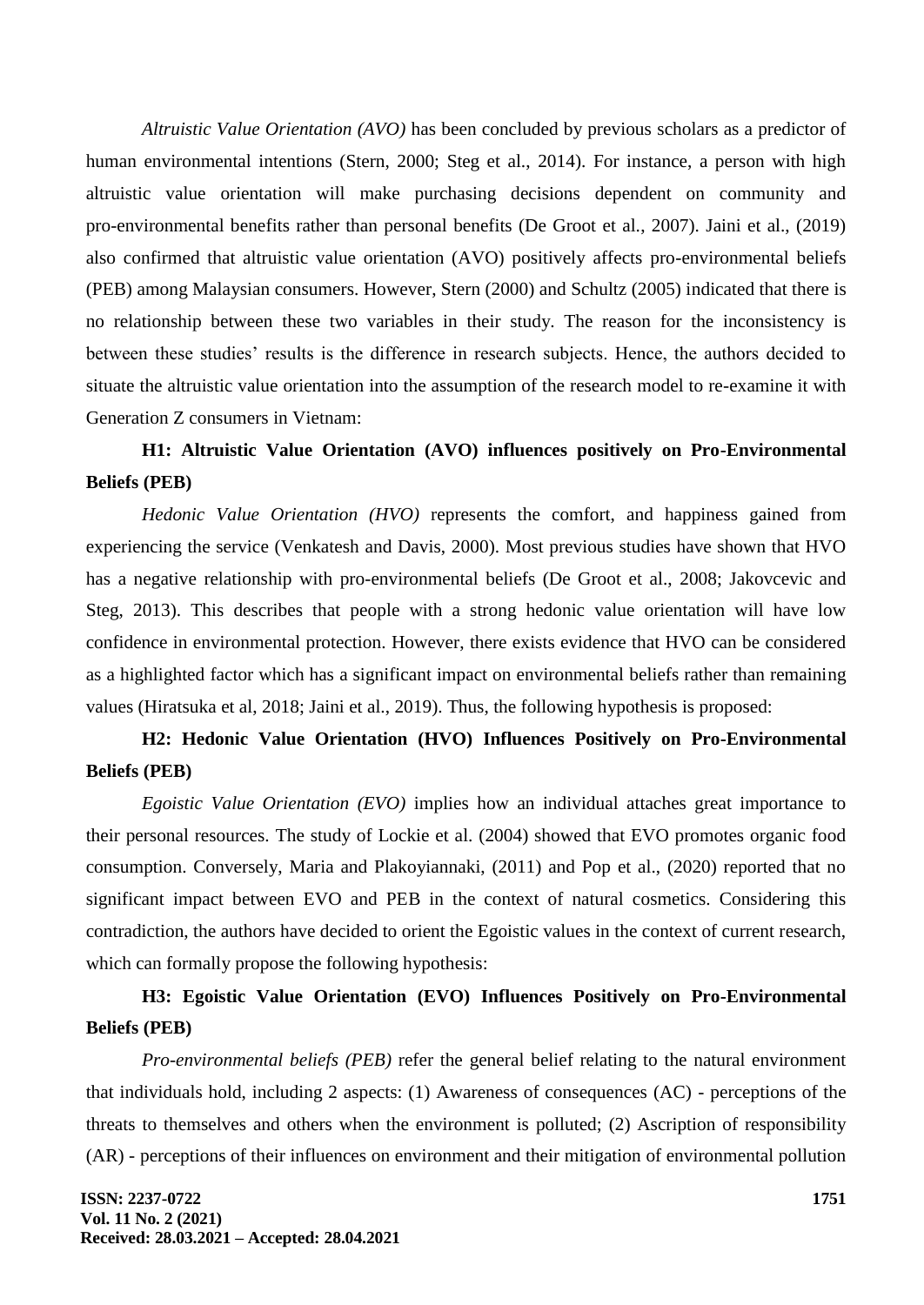*Altruistic Value Orientation (AVO)* has been concluded by previous scholars as a predictor of human environmental intentions (Stern, 2000; Steg et al., 2014). For instance, a person with high altruistic value orientation will make purchasing decisions dependent on community and pro-environmental benefits rather than personal benefits (De Groot et al., 2007). Jaini et al., (2019) also confirmed that altruistic value orientation (AVO) positively affects pro-environmental beliefs (PEB) among Malaysian consumers. However, Stern (2000) and Schultz (2005) indicated that there is no relationship between these two variables in their study. The reason for the inconsistency is between these studies' results is the difference in research subjects. Hence, the authors decided to situate the altruistic value orientation into the assumption of the research model to re-examine it with Generation Z consumers in Vietnam:

**H1: Altruistic Value Orientation (AVO) influences positively on Pro-Environmental Beliefs (PEB)**

*Hedonic Value Orientation (HVO)* represents the comfort, and happiness gained from experiencing the service (Venkatesh and Davis, 2000). Most previous studies have shown that HVO has a negative relationship with pro-environmental beliefs (De Groot et al., 2008; Jakovcevic and Steg, 2013). This describes that people with a strong hedonic value orientation will have low confidence in environmental protection. However, there exists evidence that HVO can be considered as a highlighted factor which has a significant impact on environmental beliefs rather than remaining values (Hiratsuka et al, 2018; Jaini et al., 2019). Thus, the following hypothesis is proposed:

**H2: Hedonic Value Orientation (HVO) Influences Positively on Pro-Environmental Beliefs (PEB)**

*Egoistic Value Orientation (EVO)* implies how an individual attaches great importance to their personal resources. The study of Lockie et al. (2004) showed that EVO promotes organic food consumption. Conversely, Maria and Plakoyiannaki, (2011) and Pop et al., (2020) reported that no significant impact between EVO and PEB in the context of natural cosmetics. Considering this contradiction, the authors have decided to orient the Egoistic values in the context of current research, which can formally propose the following hypothesis:

**H3: Egoistic Value Orientation (EVO) Influences Positively on Pro-Environmental Beliefs (PEB)**

*Pro-environmental beliefs (PEB)* refer the general belief relating to the natural environment that individuals hold, including 2 aspects: (1) Awareness of consequences (AC) - perceptions of the threats to themselves and others when the environment is polluted; (2) Ascription of responsibility (AR) - perceptions of their influences on environment and their mitigation of environmental pollution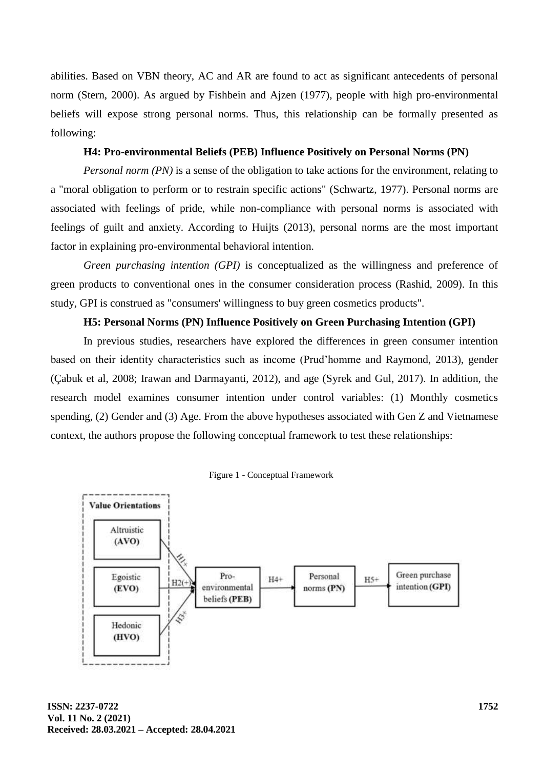abilities. Based on VBN theory, AC and AR are found to act as significant antecedents of personal norm (Stern, 2000). As argued by Fishbein and Ajzen (1977), people with high pro-environmental beliefs will expose strong personal norms. Thus, this relationship can be formally presented as following:

**H4: Pro-environmental Beliefs (PEB) Influence Positively on Personal Norms (PN)**

*Personal norm (PN)* is a sense of the obligation to take actions for the environment, relating to a "moral obligation to perform or to restrain specific actions" (Schwartz, 1977). Personal norms are associated with feelings of pride, while non-compliance with personal norms is associated with feelings of guilt and anxiety. According to Huijts (2013), personal norms are the most important factor in explaining pro-environmental behavioral intention.

*Green purchasing intention (GPI)* is conceptualized as the willingness and preference of green products to conventional ones in the consumer consideration process (Rashid, 2009). In this study, GPI is construed as "consumers' willingness to buy green cosmetics products".

**H5: Personal Norms (PN) Influence Positively on Green Purchasing Intention (GPI)**

In previous studies, researchers have explored the differences in green consumer intention based on their identity characteristics such as income (Prud'homme and Raymond, 2013), gender (Çabuk et al, 2008; Irawan and Darmayanti, 2012), and age (Syrek and Gul, 2017). In addition, the research model examines consumer intention under control variables: (1) Monthly cosmetics spending, (2) Gender and (3) Age. From the above hypotheses associated with Gen Z and Vietnamese context, the authors propose the following conceptual framework to test these relationships:

Figure 1 - Conceptual Framework

Value Orientations: Altruistic (AVO), Egoistic (EVO), Hedonic (HVO) → H1+, H2(+), H3+ → Pro-environmental beliefs (PEB) → H4+ → Personal norms (PN) → H5+ → Green purchase intention (GPI)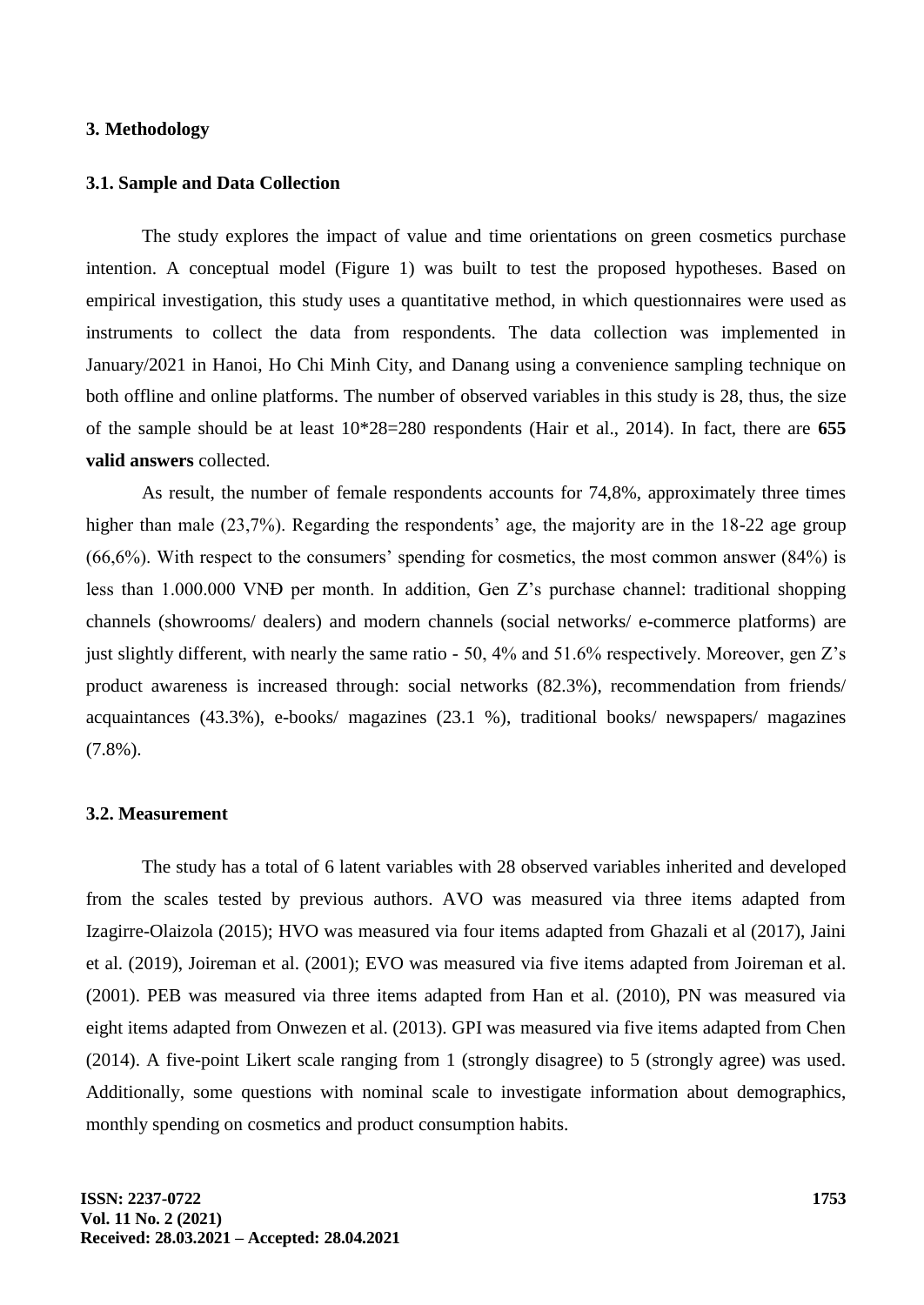## 3. Methodology

### 3.1. Sample and Data Collection

The study explores the impact of value and time orientations on green cosmetics purchase intention. A conceptual model (Figure 1) was built to test the proposed hypotheses. Based on empirical investigation, this study uses a quantitative method, in which questionnaires were used as instruments to collect the data from respondents. The data collection was implemented in January/2021 in Hanoi, Ho Chi Minh City, and Danang using a convenience sampling technique on both offline and online platforms. The number of observed variables in this study is 28, thus, the size of the sample should be at least 10*28=280 respondents (Hair et al., 2014). In fact, there are **655 valid answers** collected.

As result, the number of female respondents accounts for 74,8%, approximately three times higher than male (23,7%). Regarding the respondents' age, the majority are in the 18-22 age group (66,6%). With respect to the consumers' spending for cosmetics, the most common answer (84%) is less than 1.000.000 VNĐ per month. In addition, Gen Z's purchase channel: traditional shopping channels (showrooms/ dealers) and modern channels (social networks/ e-commerce platforms) are just slightly different, with nearly the same ratio - 50, 4% and 51.6% respectively. Moreover, gen Z's product awareness is increased through: social networks (82.3%), recommendation from friends/ acquaintances (43.3%), e-books/ magazines (23.1 %), traditional books/ newspapers/ magazines (7.8%).

### 3.2. Measurement

The study has a total of 6 latent variables with 28 observed variables inherited and developed from the scales tested by previous authors. AVO was measured via three items adapted from Izagirre-Olaizola (2015); HVO was measured via four items adapted from Ghazali et al (2017), Jaini et al. (2019), Joireman et al. (2001); EVO was measured via five items adapted from Joireman et al. (2001). PEB was measured via three items adapted from Han et al. (2010), PN was measured via eight items adapted from Onwezen et al. (2013). GPI was measured via five items adapted from Chen (2014). A five-point Likert scale ranging from 1 (strongly disagree) to 5 (strongly agree) was used. Additionally, some questions with nominal scale to investigate information about demographics, monthly spending on cosmetics and product consumption habits.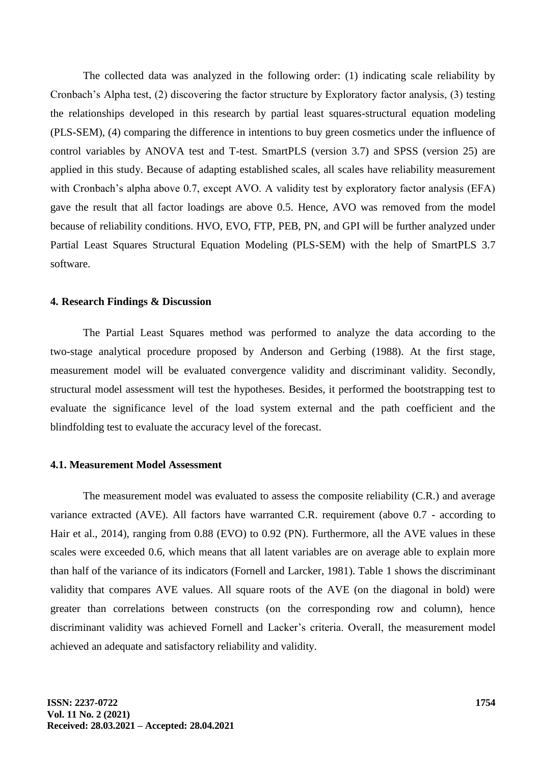The collected data was analyzed in the following order: (1) indicating scale reliability by Cronbach's Alpha test, (2) discovering the factor structure by Exploratory factor analysis, (3) testing the relationships developed in this research by partial least squares-structural equation modeling (PLS-SEM), (4) comparing the difference in intentions to buy green cosmetics under the influence of control variables by ANOVA test and T-test. SmartPLS (version 3.7) and SPSS (version 25) are applied in this study. Because of adapting established scales, all scales have reliability measurement with Cronbach's alpha above 0.7, except AVO. A validity test by exploratory factor analysis (EFA) gave the result that all factor loadings are above 0.5. Hence, AVO was removed from the model because of reliability conditions. HVO, EVO, FTP, PEB, PN, and GPI will be further analyzed under Partial Least Squares Structural Equation Modeling (PLS-SEM) with the help of SmartPLS 3.7 software.

## 4. Research Findings & Discussion

The Partial Least Squares method was performed to analyze the data according to the two-stage analytical procedure proposed by Anderson and Gerbing (1988). At the first stage, measurement model will be evaluated convergence validity and discriminant validity. Secondly, structural model assessment will test the hypotheses. Besides, it performed the bootstrapping test to evaluate the significance level of the load system external and the path coefficient and the blindfolding test to evaluate the accuracy level of the forecast.

### 4.1. Measurement Model Assessment

The measurement model was evaluated to assess the composite reliability (C.R.) and average variance extracted (AVE). All factors have warranted C.R. requirement (above 0.7 - according to Hair et al., 2014), ranging from 0.88 (EVO) to 0.92 (PN). Furthermore, all the AVE values in these scales were exceeded 0.6, which means that all latent variables are on average able to explain more than half of the variance of its indicators (Fornell and Larcker, 1981). Table 1 shows the discriminant validity that compares AVE values. All square roots of the AVE (on the diagonal in bold) were greater than correlations between constructs (on the corresponding row and column), hence discriminant validity was achieved Fornell and Lacker's criteria. Overall, the measurement model achieved an adequate and satisfactory reliability and validity.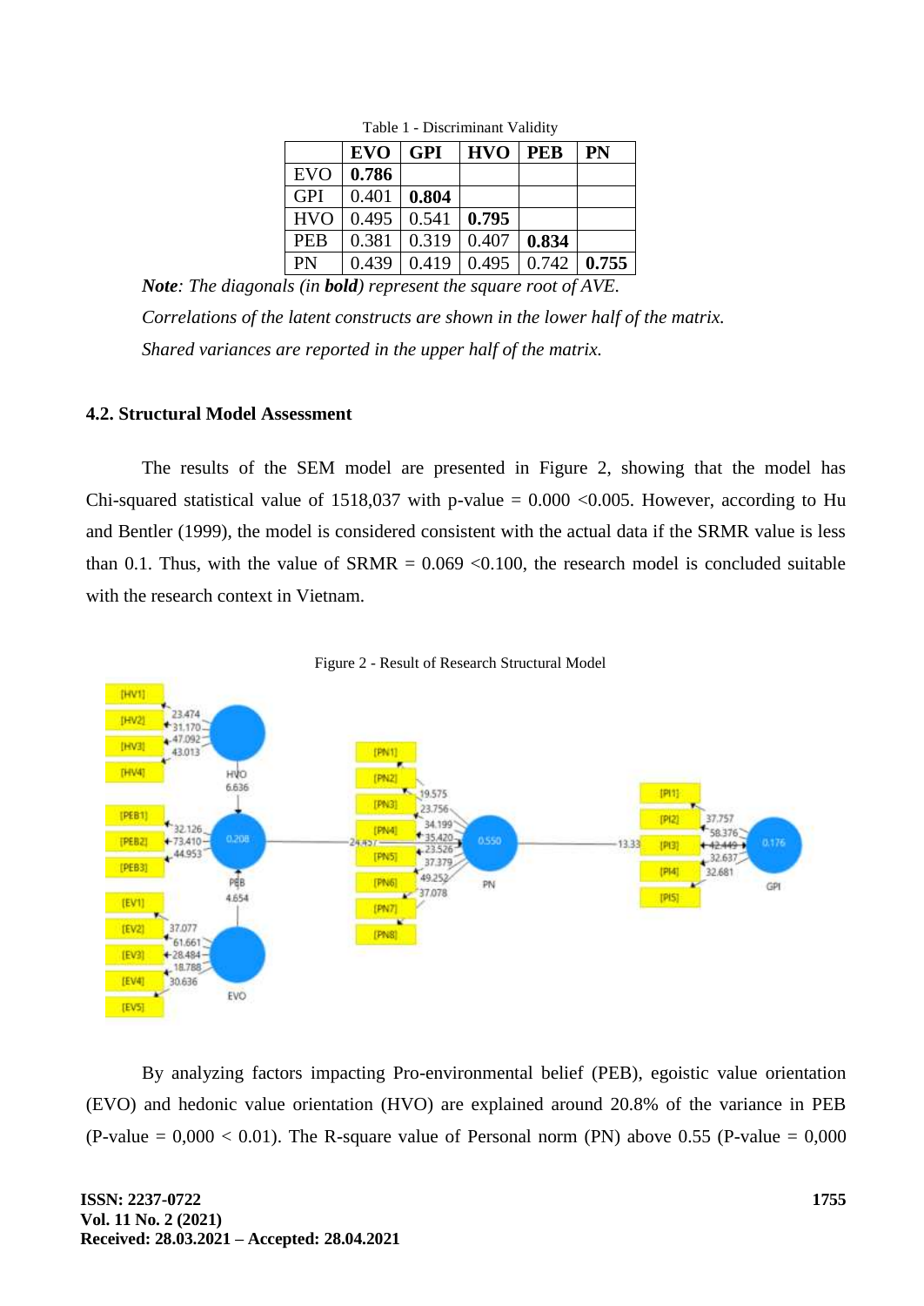Table 1 - Discriminant Validity

| | EVO | GPI | HVO | PEB | PN |
|---|---|---|---|---|---|
| EVO | **0.786** | | | | |
| GPI | 0.401 | **0.804** | | | |
| HVO | 0.495 | 0.541 | **0.795** | | |
| PEB | 0.381 | 0.319 | 0.407 | **0.834** | |
| PN | 0.439 | 0.419 | 0.495 | 0.742 | **0.755** |

***Note**: The diagonals (in **bold**) represent the square root of AVE.*

*Correlations of the latent constructs are shown in the lower half of the matrix.*

*Shared variances are reported in the upper half of the matrix.*

### 4.2. Structural Model Assessment

The results of the SEM model are presented in Figure 2, showing that the model has Chi-squared statistical value of 1518,037 with p-value = 0.000 <0.005. However, according to Hu and Bentler (1999), the model is considered consistent with the actual data if the SRMR value is less than 0.1. Thus, with the value of SRMR = 0.069 <0.100, the research model is concluded suitable with the research context in Vietnam.

Figure 2 - Result of Research Structural Model

By analyzing factors impacting Pro-environmental belief (PEB), egoistic value orientation (EVO) and hedonic value orientation (HVO) are explained around 20.8% of the variance in PEB (P-value = 0,000 < 0.01). The R-square value of Personal norm (PN) above 0.55 (P-value = 0,000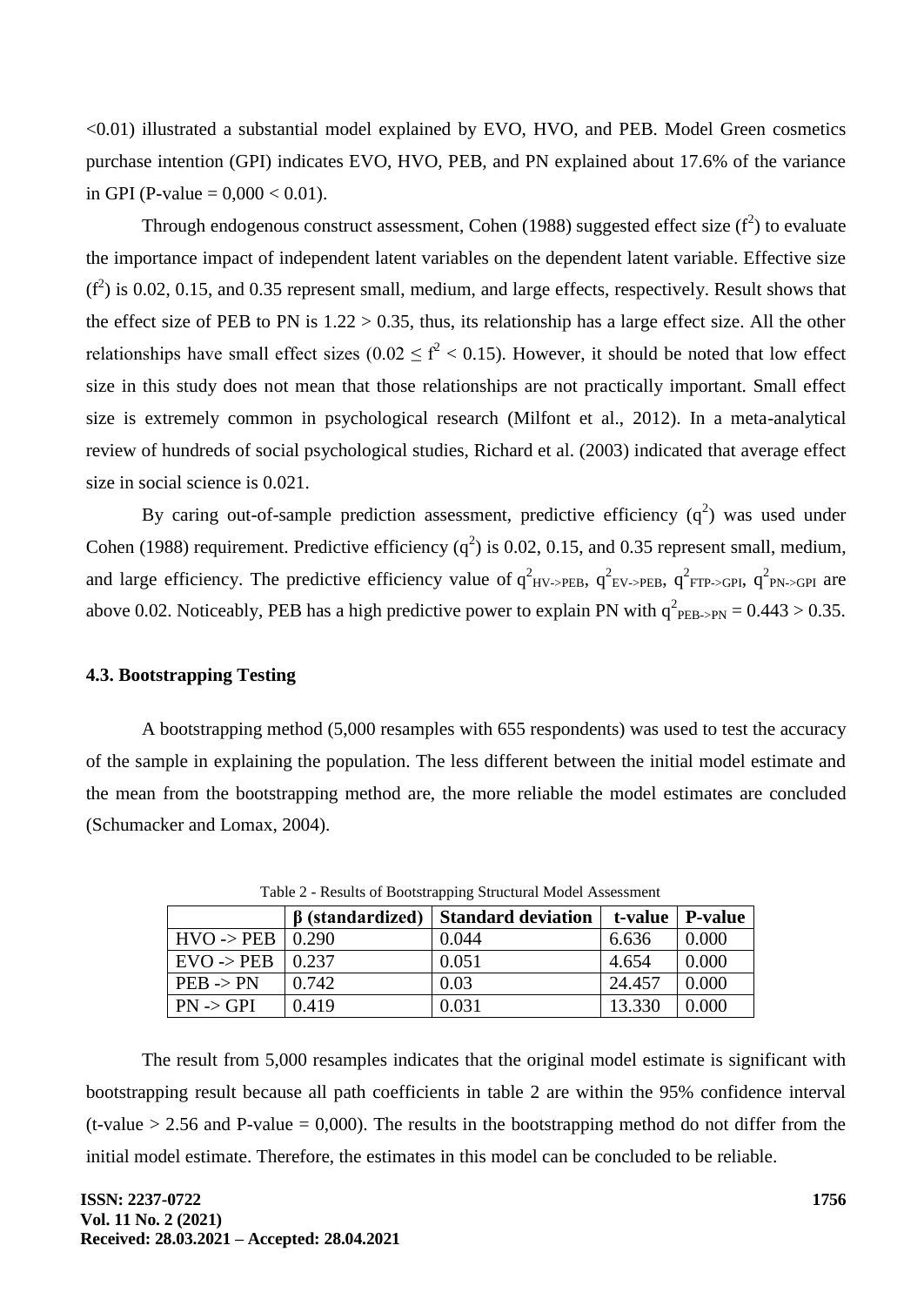<0.01) illustrated a substantial model explained by EVO, HVO, and PEB. Model Green cosmetics purchase intention (GPI) indicates EVO, HVO, PEB, and PN explained about 17.6% of the variance in GPI (P-value = 0,000 < 0.01).

Through endogenous construct assessment, Cohen (1988) suggested effect size ($f^2$) to evaluate the importance impact of independent latent variables on the dependent latent variable. Effective size ($f^2$) is 0.02, 0.15, and 0.35 represent small, medium, and large effects, respectively. Result shows that the effect size of PEB to PN is 1.22 > 0.35, thus, its relationship has a large effect size. All the other relationships have small effect sizes ($0.02 \leq f^2 < 0.15$). However, it should be noted that low effect size in this study does not mean that those relationships are not practically important. Small effect size is extremely common in psychological research (Milfont et al., 2012). In a meta-analytical review of hundreds of social psychological studies, Richard et al. (2003) indicated that average effect size in social science is 0.021.

By caring out-of-sample prediction assessment, predictive efficiency ($q^2$) was used under Cohen (1988) requirement. Predictive efficiency ($q^2$) is 0.02, 0.15, and 0.35 represent small, medium, and large efficiency. The predictive efficiency value of $q^2_{HV\text{->}PEB}$, $q^2_{EV\text{->}PEB}$, $q^2_{FTP\text{->}GPI}$, $q^2_{PN\text{->}GPI}$ are above 0.02. Noticeably, PEB has a high predictive power to explain PN with $q^2_{PEB\text{->}PN} = 0.443 > 0.35$.

### 4.3. Bootstrapping Testing

A bootstrapping method (5,000 resamples with 655 respondents) was used to test the accuracy of the sample in explaining the population. The less different between the initial model estimate and the mean from the bootstrapping method are, the more reliable the model estimates are concluded (Schumacker and Lomax, 2004).

Table 2 - Results of Bootstrapping Structural Model Assessment

| | β (standardized) | Standard deviation | t-value | P-value |
|---|---|---|---|---|
| HVO -> PEB | 0.290 | 0.044 | 6.636 | 0.000 |
| EVO -> PEB | 0.237 | 0.051 | 4.654 | 0.000 |
| PEB -> PN | 0.742 | 0.03 | 24.457 | 0.000 |
| PN -> GPI | 0.419 | 0.031 | 13.330 | 0.000 |

The result from 5,000 resamples indicates that the original model estimate is significant with bootstrapping result because all path coefficients in table 2 are within the 95% confidence interval (t-value > 2.56 and P-value = 0,000). The results in the bootstrapping method do not differ from the initial model estimate. Therefore, the estimates in this model can be concluded to be reliable.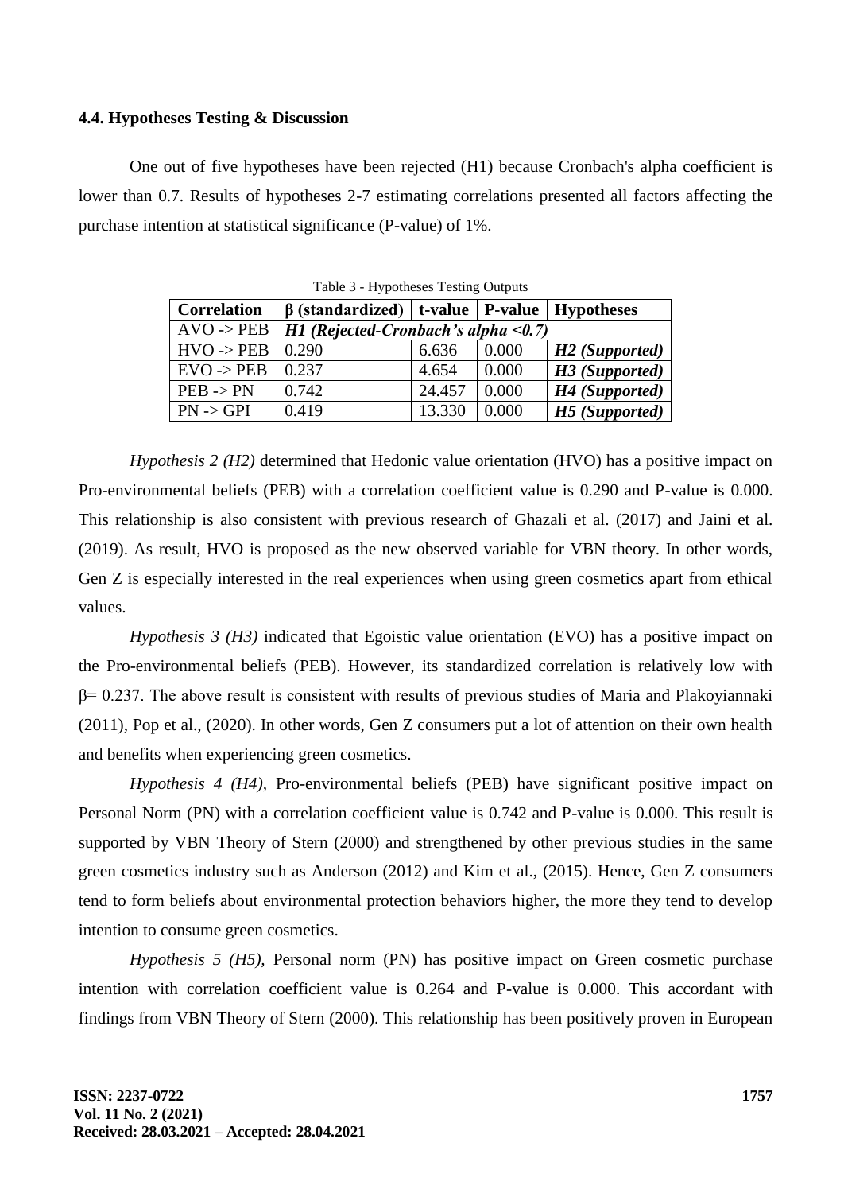### 4.4. Hypotheses Testing & Discussion

One out of five hypotheses have been rejected (H1) because Cronbach's alpha coefficient is lower than 0.7. Results of hypotheses 2-7 estimating correlations presented all factors affecting the purchase intention at statistical significance (P-value) of 1%.

Table 3 - Hypotheses Testing Outputs

| Correlation | β (standardized) | t-value | P-value | Hypotheses |
|---|---|---|---|---|
| AVO -> PEB | ***H1 (Rejected-Cronbach's alpha <0.7)*** | | | |
| HVO -> PEB | 0.290 | 6.636 | 0.000 | ***H2 (Supported)*** |
| EVO -> PEB | 0.237 | 4.654 | 0.000 | ***H3 (Supported)*** |
| PEB -> PN | 0.742 | 24.457 | 0.000 | ***H4 (Supported)*** |
| PN -> GPI | 0.419 | 13.330 | 0.000 | ***H5 (Supported)*** |

*Hypothesis 2 (H2)* determined that Hedonic value orientation (HVO) has a positive impact on Pro-environmental beliefs (PEB) with a correlation coefficient value is 0.290 and P-value is 0.000. This relationship is also consistent with previous research of Ghazali et al. (2017) and Jaini et al. (2019). As result, HVO is proposed as the new observed variable for VBN theory. In other words, Gen Z is especially interested in the real experiences when using green cosmetics apart from ethical values.

*Hypothesis 3 (H3)* indicated that Egoistic value orientation (EVO) has a positive impact on the Pro-environmental beliefs (PEB). However, its standardized correlation is relatively low with $\beta = 0.237$. The above result is consistent with results of previous studies of Maria and Plakoyiannaki (2011), Pop et al., (2020). In other words, Gen Z consumers put a lot of attention on their own health and benefits when experiencing green cosmetics.

*Hypothesis 4 (H4),* Pro-environmental beliefs (PEB) have significant positive impact on Personal Norm (PN) with a correlation coefficient value is 0.742 and P-value is 0.000. This result is supported by VBN Theory of Stern (2000) and strengthened by other previous studies in the same green cosmetics industry such as Anderson (2012) and Kim et al., (2015). Hence, Gen Z consumers tend to form beliefs about environmental protection behaviors higher, the more they tend to develop intention to consume green cosmetics.

*Hypothesis 5 (H5),* Personal norm (PN) has positive impact on Green cosmetic purchase intention with correlation coefficient value is 0.264 and P-value is 0.000. This accordant with findings from VBN Theory of Stern (2000). This relationship has been positively proven in European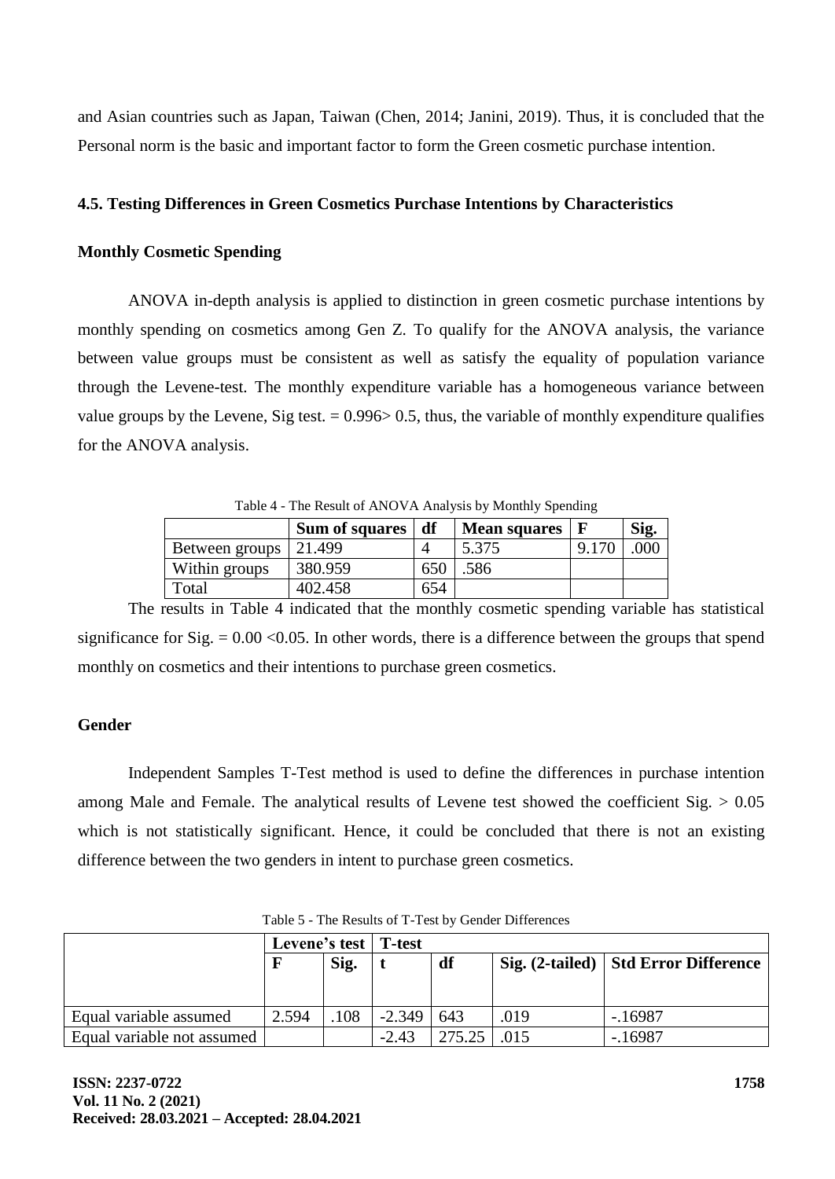and Asian countries such as Japan, Taiwan (Chen, 2014; Janini, 2019). Thus, it is concluded that the Personal norm is the basic and important factor to form the Green cosmetic purchase intention.

### 4.5. Testing Differences in Green Cosmetics Purchase Intentions by Characteristics

#### Monthly Cosmetic Spending

ANOVA in-depth analysis is applied to distinction in green cosmetic purchase intentions by monthly spending on cosmetics among Gen Z. To qualify for the ANOVA analysis, the variance between value groups must be consistent as well as satisfy the equality of population variance through the Levene-test. The monthly expenditure variable has a homogeneous variance between value groups by the Levene, Sig test. = 0.996> 0.5, thus, the variable of monthly expenditure qualifies for the ANOVA analysis.

Table 4 - The Result of ANOVA Analysis by Monthly Spending

| | Sum of squares | df | Mean squares | F | Sig. |
|---|---|---|---|---|---|
| Between groups | 21.499 | 4 | 5.375 | 9.170 | .000 |
| Within groups | 380.959 | 650 | .586 | | |
| Total | 402.458 | 654 | | | |

The results in Table 4 indicated that the monthly cosmetic spending variable has statistical significance for Sig. = 0.00 <0.05. In other words, there is a difference between the groups that spend monthly on cosmetics and their intentions to purchase green cosmetics.

#### Gender

Independent Samples T-Test method is used to define the differences in purchase intention among Male and Female. The analytical results of Levene test showed the coefficient Sig. > 0.05 which is not statistically significant. Hence, it could be concluded that there is not an existing difference between the two genders in intent to purchase green cosmetics.

Table 5 - The Results of T-Test by Gender Differences

| | Levene's test | | T-test | | | |
|---|---|---|---|---|---|---|
| | F | Sig. | t | df | Sig. (2-tailed) | Std Error Difference |
| Equal variable assumed | 2.594 | .108 | -2.349 | 643 | .019 | -.16987 |
| Equal variable not assumed | | | -2.43 | 275.25 | .015 | -.16987 |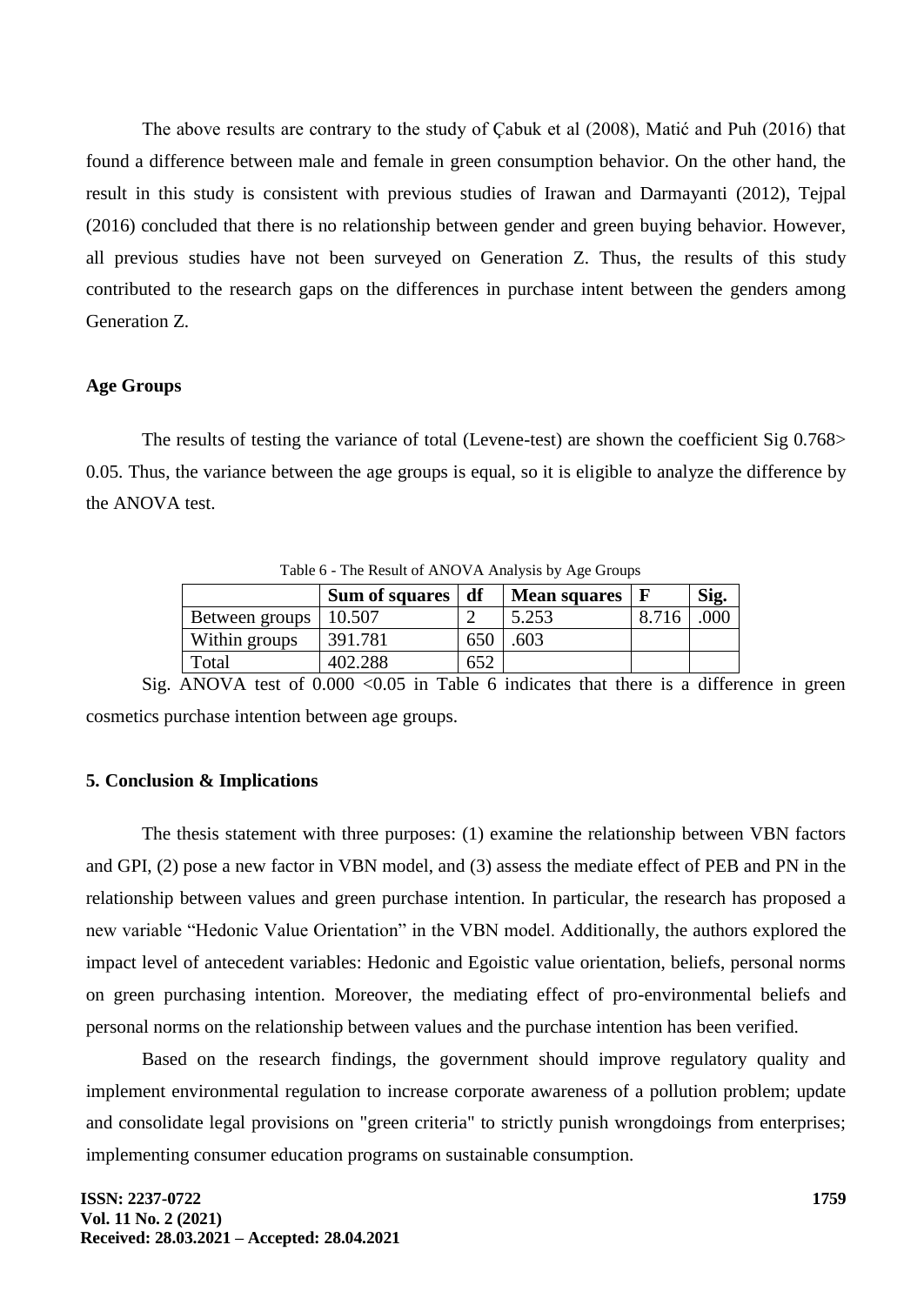The above results are contrary to the study of Çabuk et al (2008), Matić and Puh (2016) that found a difference between male and female in green consumption behavior. On the other hand, the result in this study is consistent with previous studies of Irawan and Darmayanti (2012), Tejpal (2016) concluded that there is no relationship between gender and green buying behavior. However, all previous studies have not been surveyed on Generation Z. Thus, the results of this study contributed to the research gaps on the differences in purchase intent between the genders among Generation Z.

### Age Groups

The results of testing the variance of total (Levene-test) are shown the coefficient Sig 0.768> 0.05. Thus, the variance between the age groups is equal, so it is eligible to analyze the difference by the ANOVA test.

Table 6 - The Result of ANOVA Analysis by Age Groups

| | **Sum of squares** | **df** | **Mean squares** | **F** | **Sig.** |
|---|---|---|---|---|---|
| Between groups | 10.507 | 2 | 5.253 | 8.716 | .000 |
| Within groups | 391.781 | 650 | .603 | | |
| Total | 402.288 | 652 | | | |

Sig. ANOVA test of 0.000 <0.05 in Table 6 indicates that there is a difference in green cosmetics purchase intention between age groups.

## 5. Conclusion & Implications

The thesis statement with three purposes: (1) examine the relationship between VBN factors and GPI, (2) pose a new factor in VBN model, and (3) assess the mediate effect of PEB and PN in the relationship between values and green purchase intention. In particular, the research has proposed a new variable "Hedonic Value Orientation" in the VBN model. Additionally, the authors explored the impact level of antecedent variables: Hedonic and Egoistic value orientation, beliefs, personal norms on green purchasing intention. Moreover, the mediating effect of pro-environmental beliefs and personal norms on the relationship between values and the purchase intention has been verified.

Based on the research findings, the government should improve regulatory quality and implement environmental regulation to increase corporate awareness of a pollution problem; update and consolidate legal provisions on "green criteria" to strictly punish wrongdoings from enterprises; implementing consumer education programs on sustainable consumption.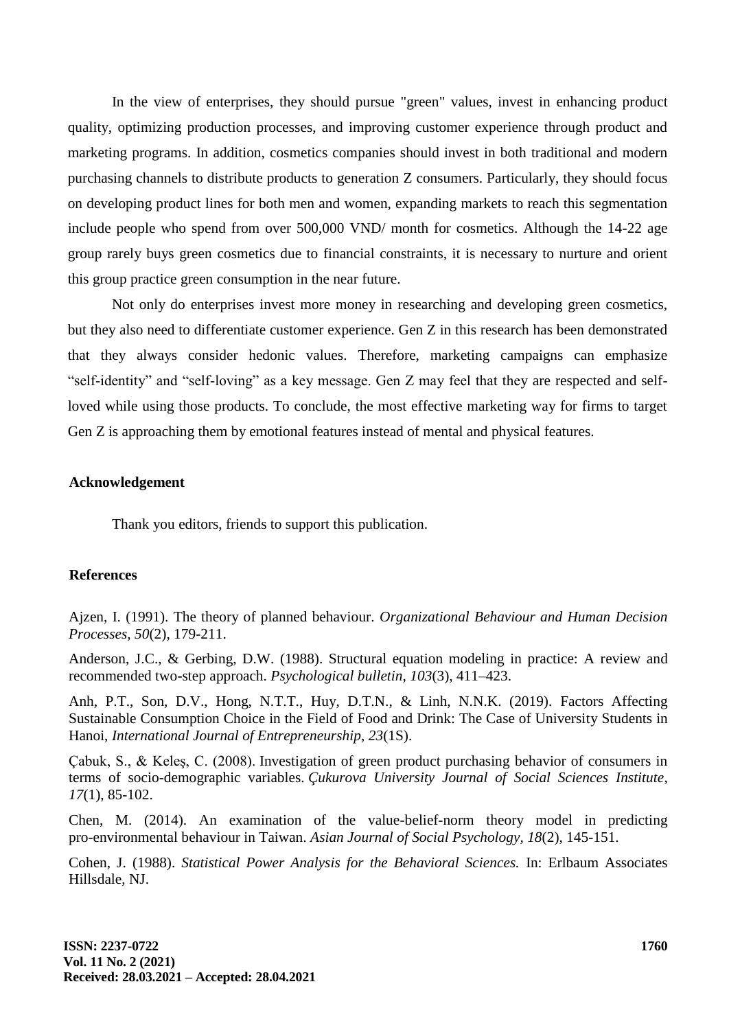In the view of enterprises, they should pursue "green" values, invest in enhancing product quality, optimizing production processes, and improving customer experience through product and marketing programs. In addition, cosmetics companies should invest in both traditional and modern purchasing channels to distribute products to generation Z consumers. Particularly, they should focus on developing product lines for both men and women, expanding markets to reach this segmentation include people who spend from over 500,000 VND/ month for cosmetics. Although the 14-22 age group rarely buys green cosmetics due to financial constraints, it is necessary to nurture and orient this group practice green consumption in the near future.

Not only do enterprises invest more money in researching and developing green cosmetics, but they also need to differentiate customer experience. Gen Z in this research has been demonstrated that they always consider hedonic values. Therefore, marketing campaigns can emphasize "self-identity" and "self-loving" as a key message. Gen Z may feel that they are respected and self-loved while using those products. To conclude, the most effective marketing way for firms to target Gen Z is approaching them by emotional features instead of mental and physical features.

## Acknowledgement

Thank you editors, friends to support this publication.

## References

Ajzen, I. (1991). The theory of planned behaviour. *Organizational Behaviour and Human Decision Processes, 50*(2), 179-211.

Anderson, J.C., & Gerbing, D.W. (1988). Structural equation modeling in practice: A review and recommended two-step approach. *Psychological bulletin, 103*(3), 411–423.

Anh, P.T., Son, D.V., Hong, N.T.T., Huy, D.T.N., & Linh, N.N.K. (2019). Factors Affecting Sustainable Consumption Choice in the Field of Food and Drink: The Case of University Students in Hanoi, *International Journal of Entrepreneurship*, *23*(1S).

Çabuk, S., & Keleş, C. (2008). Investigation of green product purchasing behavior of consumers in terms of socio-demographic variables. *Çukurova University Journal of Social Sciences Institute*, *17*(1), 85-102.

Chen, M. (2014). An examination of the value-belief-norm theory model in predicting pro-environmental behaviour in Taiwan. *Asian Journal of Social Psychology, 18*(2), 145-151.

Cohen, J. (1988). *Statistical Power Analysis for the Behavioral Sciences.* In: Erlbaum Associates Hillsdale, NJ.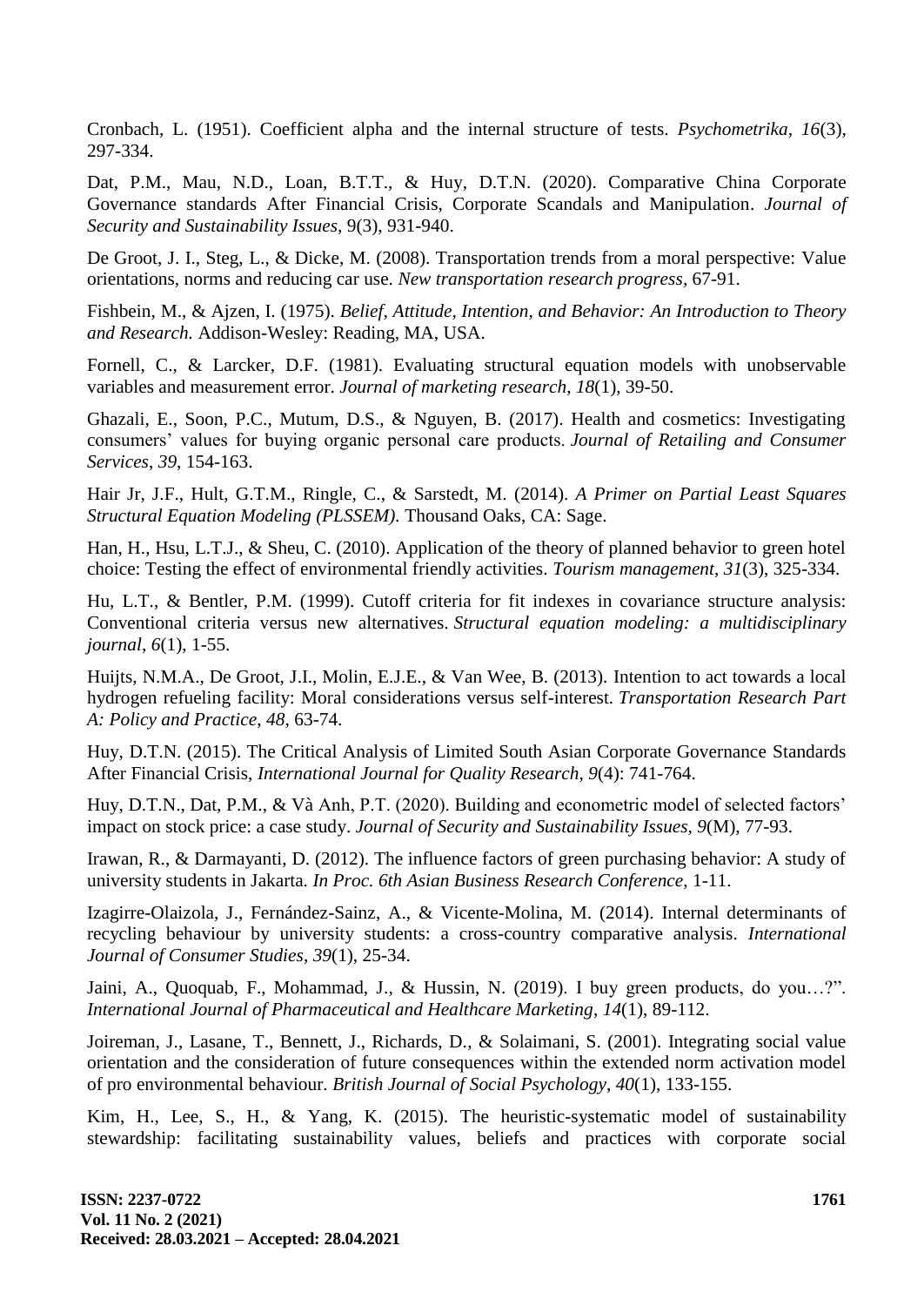Cronbach, L. (1951). Coefficient alpha and the internal structure of tests. *Psychometrika*, *16*(3), 297-334.

Dat, P.M., Mau, N.D., Loan, B.T.T., & Huy, D.T.N. (2020). Comparative China Corporate Governance standards After Financial Crisis, Corporate Scandals and Manipulation. *Journal of Security and Sustainability Issues*, 9(3), 931-940.

De Groot, J. I., Steg, L., & Dicke, M. (2008). Transportation trends from a moral perspective: Value orientations, norms and reducing car use. *New transportation research progress*, 67-91.

Fishbein, M., & Ajzen, I. (1975). *Belief, Attitude, Intention, and Behavior: An Introduction to Theory and Research.* Addison-Wesley: Reading, MA, USA.

Fornell, C., & Larcker, D.F. (1981). Evaluating structural equation models with unobservable variables and measurement error. *Journal of marketing research*, *18*(1), 39-50.

Ghazali, E., Soon, P.C., Mutum, D.S., & Nguyen, B. (2017). Health and cosmetics: Investigating consumers' values for buying organic personal care products. *Journal of Retailing and Consumer Services*, *39*, 154-163.

Hair Jr, J.F., Hult, G.T.M., Ringle, C., & Sarstedt, M. (2014). *A Primer on Partial Least Squares Structural Equation Modeling (PLSSEM).* Thousand Oaks, CA: Sage.

Han, H., Hsu, L.T.J., & Sheu, C. (2010). Application of the theory of planned behavior to green hotel choice: Testing the effect of environmental friendly activities. *Tourism management*, *31*(3), 325-334.

Hu, L.T., & Bentler, P.M. (1999). Cutoff criteria for fit indexes in covariance structure analysis: Conventional criteria versus new alternatives. *Structural equation modeling: a multidisciplinary journal*, *6*(1), 1-55.

Huijts, N.M.A., De Groot, J.I., Molin, E.J.E., & Van Wee, B. (2013). Intention to act towards a local hydrogen refueling facility: Moral considerations versus self-interest. *Transportation Research Part A: Policy and Practice*, *48*, 63-74.

Huy, D.T.N. (2015). The Critical Analysis of Limited South Asian Corporate Governance Standards After Financial Crisis, *International Journal for Quality Research, 9*(4): 741-764.

Huy, D.T.N., Dat, P.M., & Và Anh, P.T. (2020). Building and econometric model of selected factors' impact on stock price: a case study. *Journal of Security and Sustainability Issues, 9*(M), 77-93.

Irawan, R., & Darmayanti, D. (2012). The influence factors of green purchasing behavior: A study of university students in Jakarta. *In Proc. 6th Asian Business Research Conference*, 1-11.

Izagirre-Olaizola, J., Fernández-Sainz, A., & Vicente-Molina, M. (2014). Internal determinants of recycling behaviour by university students: a cross-country comparative analysis. *International Journal of Consumer Studies*, *39*(1), 25-34.

Jaini, A., Quoquab, F., Mohammad, J., & Hussin, N. (2019). I buy green products, do you…?". *International Journal of Pharmaceutical and Healthcare Marketing*, *14*(1), 89-112.

Joireman, J., Lasane, T., Bennett, J., Richards, D., & Solaimani, S. (2001). Integrating social value orientation and the consideration of future consequences within the extended norm activation model of pro environmental behaviour. *British Journal of Social Psychology*, *40*(1), 133-155.

Kim, H., Lee, S., H., & Yang, K. (2015). The heuristic-systematic model of sustainability stewardship: facilitating sustainability values, beliefs and practices with corporate social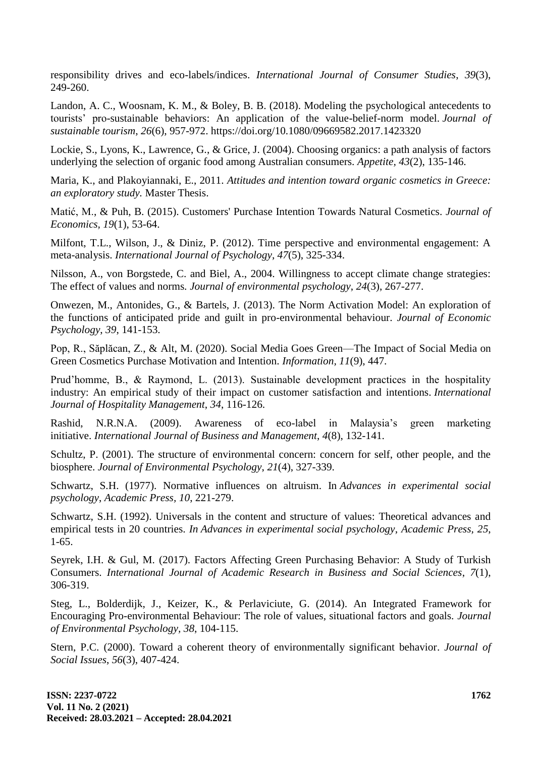responsibility drives and eco-labels/indices. *International Journal of Consumer Studies*, *39*(3), 249-260.

Landon, A. C., Woosnam, K. M., & Boley, B. B. (2018). Modeling the psychological antecedents to tourists' pro-sustainable behaviors: An application of the value-belief-norm model. *Journal of sustainable tourism*, *26*(6), 957-972. https://doi.org/10.1080/09669582.2017.1423320

Lockie, S., Lyons, K., Lawrence, G., & Grice, J. (2004). Choosing organics: a path analysis of factors underlying the selection of organic food among Australian consumers. *Appetite, 43*(2), 135-146.

Maria, K., and Plakoyiannaki, E., 2011. *Attitudes and intention toward organic cosmetics in Greece: an exploratory study.* Master Thesis.

Matić, M., & Puh, B. (2015). Customers' Purchase Intention Towards Natural Cosmetics. *Journal of Economics, 19*(1), 53-64.

Milfont, T.L., Wilson, J., & Diniz, P. (2012). Time perspective and environmental engagement: A meta-analysis. *International Journal of Psychology*, *47*(5), 325-334.

Nilsson, A., von Borgstede, C. and Biel, A., 2004. Willingness to accept climate change strategies: The effect of values and norms. *Journal of environmental psychology*, *24*(3), 267-277.

Onwezen, M., Antonides, G., & Bartels, J. (2013). The Norm Activation Model: An exploration of the functions of anticipated pride and guilt in pro-environmental behaviour. *Journal of Economic Psychology*, *39*, 141-153.

Pop, R., Săplăcan, Z., & Alt, M. (2020). Social Media Goes Green—The Impact of Social Media on Green Cosmetics Purchase Motivation and Intention. *Information, 11*(9), 447.

Prud'homme, B., & Raymond, L. (2013). Sustainable development practices in the hospitality industry: An empirical study of their impact on customer satisfaction and intentions. *International Journal of Hospitality Management*, *34*, 116-126.

Rashid, N.R.N.A. (2009). Awareness of eco-label in Malaysia's green marketing initiative. *International Journal of Business and Management*, *4*(8), 132-141.

Schultz, P. (2001). The structure of environmental concern: concern for self, other people, and the biosphere. *Journal of Environmental Psychology*, *21*(4), 327-339.

Schwartz, S.H. (1977). Normative influences on altruism. In *Advances in experimental social psychology*, *Academic Press, 10*, 221-279.

Schwartz, S.H. (1992). Universals in the content and structure of values: Theoretical advances and empirical tests in 20 countries. *In Advances in experimental social psychology*, *Academic Press*, *25*, 1-65.

Seyrek, I.H. & Gul, M. (2017). Factors Affecting Green Purchasing Behavior: A Study of Turkish Consumers. *International Journal of Academic Research in Business and Social Sciences*, *7*(1), 306-319.

Steg, L., Bolderdijk, J., Keizer, K., & Perlaviciute, G. (2014). An Integrated Framework for Encouraging Pro-environmental Behaviour: The role of values, situational factors and goals. *Journal of Environmental Psychology, 38*, 104-115.

Stern, P.C. (2000). Toward a coherent theory of environmentally significant behavior. *Journal of Social Issues*, *56*(3), 407-424.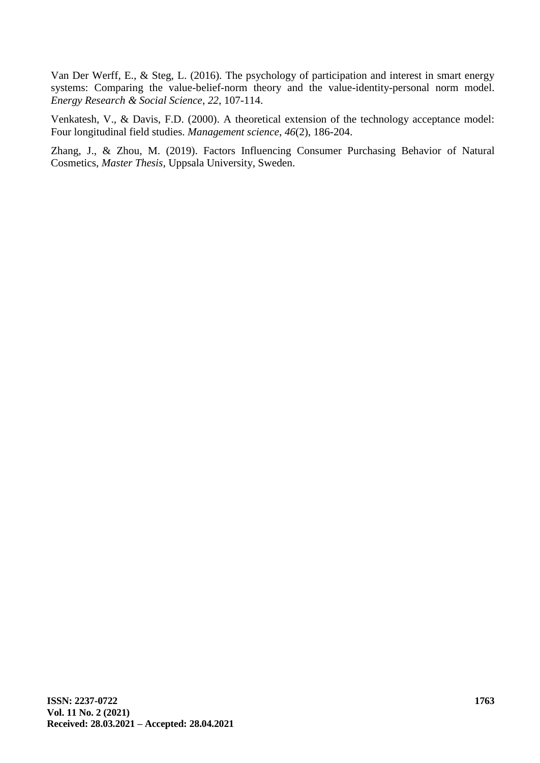Van Der Werff, E., & Steg, L. (2016). The psychology of participation and interest in smart energy systems: Comparing the value-belief-norm theory and the value-identity-personal norm model. *Energy Research & Social Science*, *22*, 107-114.

Venkatesh, V., & Davis, F.D. (2000). A theoretical extension of the technology acceptance model: Four longitudinal field studies. *Management science*, *46*(2), 186-204.

Zhang, J., & Zhou, M. (2019). Factors Influencing Consumer Purchasing Behavior of Natural Cosmetics, *Master Thesis*, Uppsala University, Sweden.